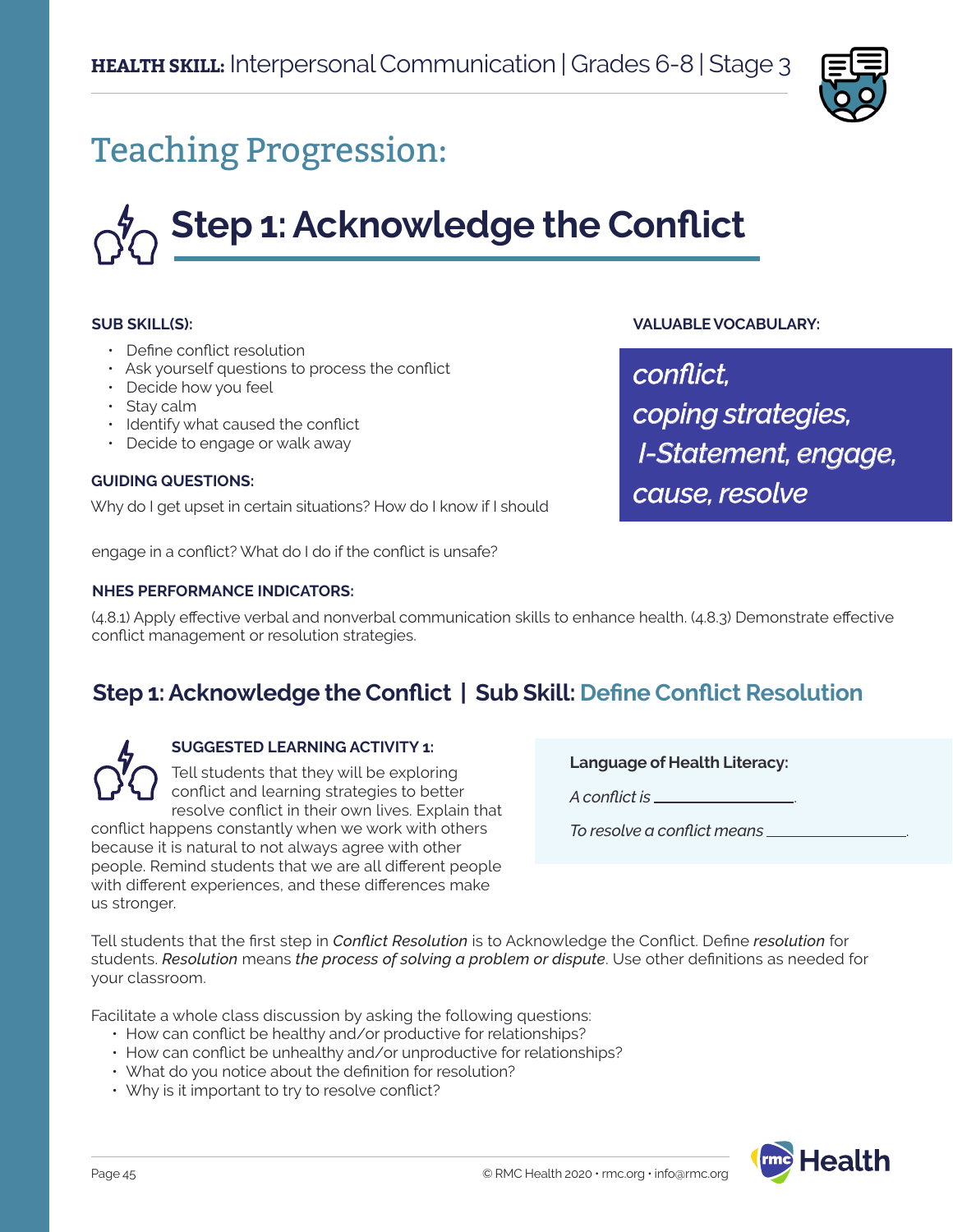**HEALTH SKILL:** Interpersonal Communication | Grades 6-8 | Stage 3

# Teaching Progression:

## Step 1: Acknowledge the Conflict

**SUB SKILL(S):**

- Define conflict resolution
- Ask yourself questions to process the conflict
- Decide how you feel
- Stay calm
- Identify what caused the conflict
- Decide to engage or walk away

**GUIDING QUESTIONS:**

Why do I get upset in certain situations? How do I know if I should engage in a conflict? What do I do if the conflict is unsafe?

**VALUABLE VOCABULARY:**

*conflict, coping strategies, I-Statement, engage, cause, resolve*

**NHES PERFORMANCE INDICATORS:**

(4.8.1) Apply effective verbal and nonverbal communication skills to enhance health. (4.8.3) Demonstrate effective conflict management or resolution strategies.

### Step 1: Acknowledge the Conflict | Sub Skill: Define Conflict Resolution

**SUGGESTED LEARNING ACTIVITY 1:**

Tell students that they will be exploring conflict and learning strategies to better resolve conflict in their own lives. Explain that conflict happens constantly when we work with others because it is natural to not always agree with other people. Remind students that we are all different people with different experiences, and these differences make us stronger.

**Language of Health Literacy:**

*A conflict is* \_\_\_\_\_\_\_\_\_\_\_\_\_\_\_\_.

*To resolve a conflict means* \_\_\_\_\_\_\_\_\_\_\_\_\_\_\_\_.

Tell students that the first step in *Conflict Resolution* is to Acknowledge the Conflict. Define *resolution* for students. *Resolution* means *the process of solving a problem or dispute*. Use other definitions as needed for your classroom.

Facilitate a whole class discussion by asking the following questions:

- How can conflict be healthy and/or productive for relationships?
- How can conflict be unhealthy and/or unproductive for relationships?
- What do you notice about the definition for resolution?
- Why is it important to try to resolve conflict?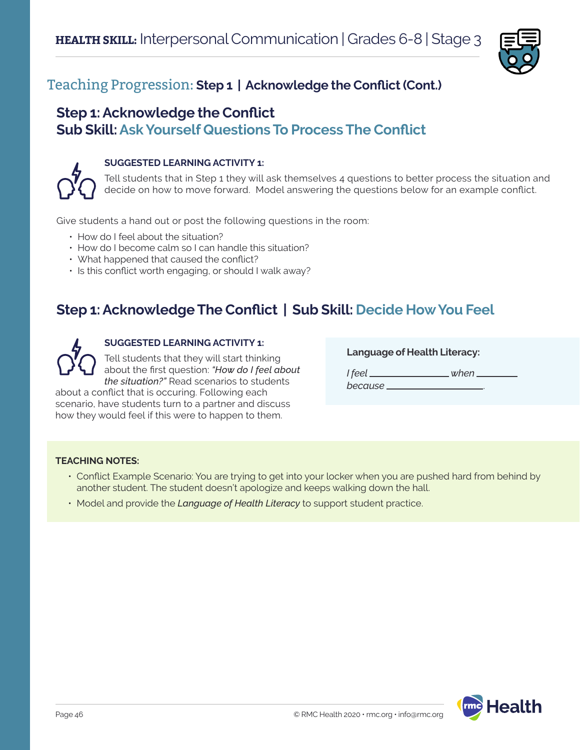# Teaching Progression: **Step 1 | Acknowledge the Conflict (Cont.)**

## Step 1: Acknowledge the Conflict
## Sub Skill: Ask Yourself Questions To Process The Conflict

**SUGGESTED LEARNING ACTIVITY 1:**

Tell students that in Step 1 they will ask themselves 4 questions to better process the situation and decide on how to move forward. Model answering the questions below for an example conflict.

Give students a hand out or post the following questions in the room:

- How do I feel about the situation?
- How do I become calm so I can handle this situation?
- What happened that caused the conflict?
- Is this conflict worth engaging, or should I walk away?

## Step 1: Acknowledge The Conflict | Sub Skill: Decide How You Feel

**SUGGESTED LEARNING ACTIVITY 1:**

Tell students that they will start thinking about the first question: *"How do I feel about the situation?"* Read scenarios to students about a conflict that is occuring. Following each scenario, have students turn to a partner and discuss how they would feel if this were to happen to them.

**Language of Health Literacy:**

*I feel* _______________ *when* ________
*because* __________________.

**TEACHING NOTES:**

- Conflict Example Scenario: You are trying to get into your locker when you are pushed hard from behind by another student. The student doesn't apologize and keeps walking down the hall.
- Model and provide the *Language of Health Literacy* to support student practice.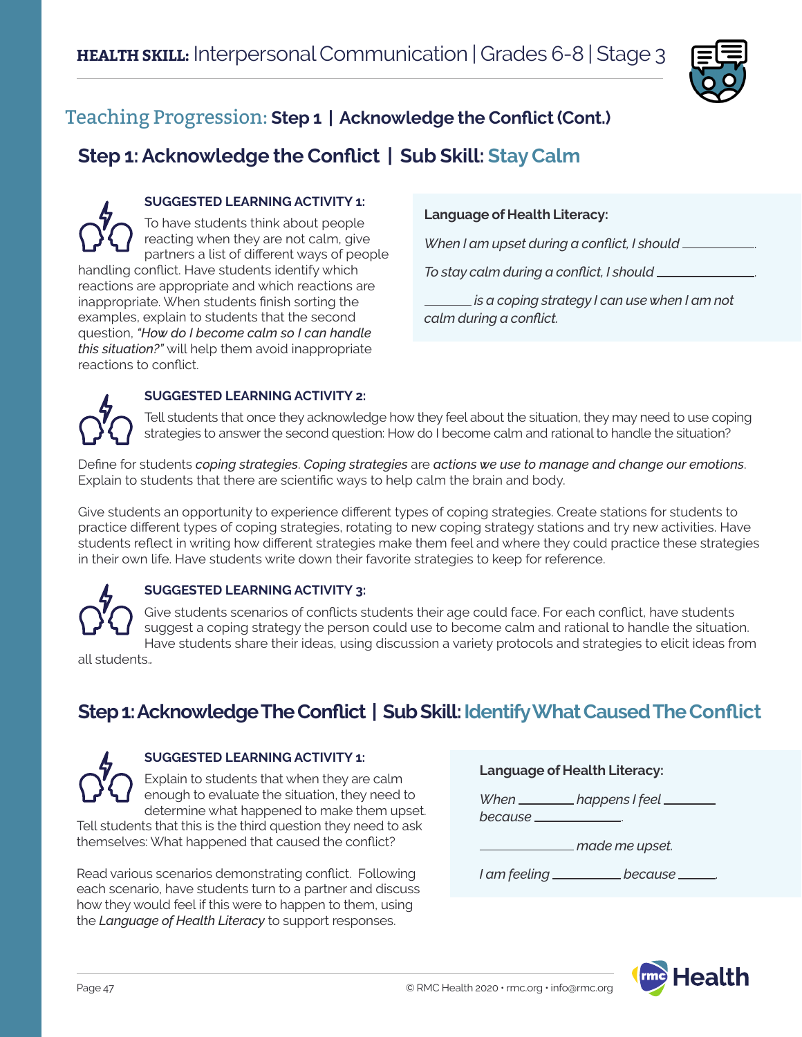## Teaching Progression: **Step 1 | Acknowledge the Conflict (Cont.)**

## Step 1: Acknowledge the Conflict | Sub Skill: Stay Calm

**SUGGESTED LEARNING ACTIVITY 1:**

To have students think about people reacting when they are not calm, give partners a list of different ways of people handling conflict. Have students identify which reactions are appropriate and which reactions are inappropriate. When students finish sorting the examples, explain to students that the second question, *"How do I become calm so I can handle this situation?"* will help them avoid inappropriate reactions to conflict.

**Language of Health Literacy:**

*When I am upset during a conflict, I should ________.*

*To stay calm during a conflict, I should ________.*

*________ is a coping strategy I can use when I am not calm during a conflict.*

**SUGGESTED LEARNING ACTIVITY 2:**

Tell students that once they acknowledge how they feel about the situation, they may need to use coping strategies to answer the second question: How do I become calm and rational to handle the situation?

Define for students *coping strategies*. *Coping strategies* are *actions we use to manage and change our emotions*. Explain to students that there are scientific ways to help calm the brain and body.

Give students an opportunity to experience different types of coping strategies. Create stations for students to practice different types of coping strategies, rotating to new coping strategy stations and try new activities. Have students reflect in writing how different strategies make them feel and where they could practice these strategies in their own life. Have students write down their favorite strategies to keep for reference.

**SUGGESTED LEARNING ACTIVITY 3:**

Give students scenarios of conflicts students their age could face. For each conflict, have students suggest a coping strategy the person could use to become calm and rational to handle the situation. Have students share their ideas, using discussion a variety protocols and strategies to elicit ideas from all students..

## Step 1: Acknowledge The Conflict | Sub Skill: Identify What Caused The Conflict

**SUGGESTED LEARNING ACTIVITY 1:**

Explain to students that when they are calm enough to evaluate the situation, they need to determine what happened to make them upset. Tell students that this is the third question they need to ask themselves: What happened that caused the conflict?

Read various scenarios demonstrating conflict. Following each scenario, have students turn to a partner and discuss how they would feel if this were to happen to them, using the *Language of Health Literacy* to support responses.

**Language of Health Literacy:**

*When ________ happens I feel ________ because ________.*

*________ made me upset.*

*I am feeling ________ because ________.*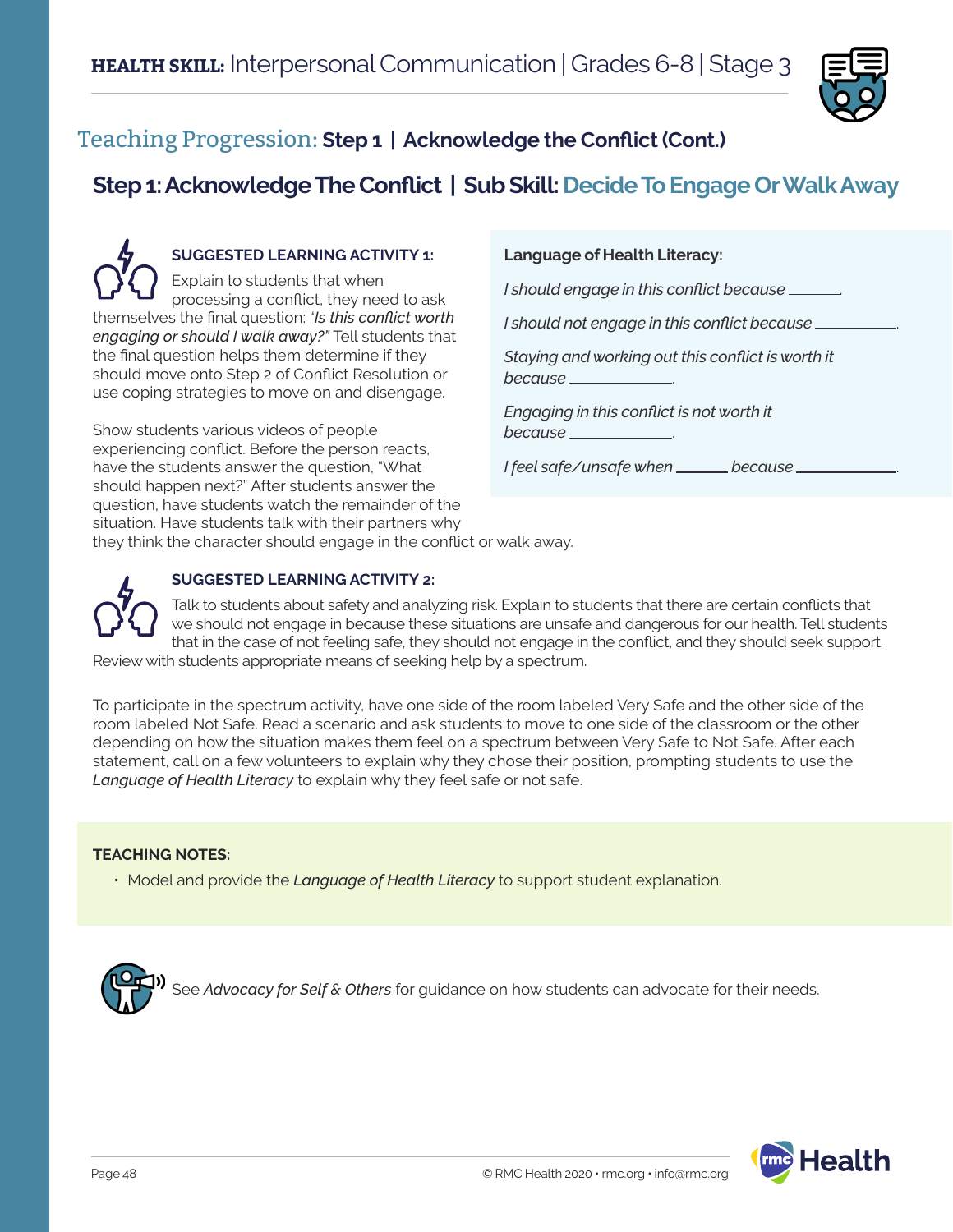## Teaching Progression: Step 1 | Acknowledge the Conflict (Cont.)

### Step 1: Acknowledge The Conflict | Sub Skill: Decide To Engage Or Walk Away

**SUGGESTED LEARNING ACTIVITY 1:**

Explain to students that when processing a conflict, they need to ask themselves the final question: "*Is this conflict worth engaging or should I walk away?"* Tell students that the final question helps them determine if they should move onto Step 2 of Conflict Resolution or use coping strategies to move on and disengage.

Show students various videos of people experiencing conflict. Before the person reacts, have the students answer the question, "What should happen next?" After students answer the question, have students watch the remainder of the situation. Have students talk with their partners why they think the character should engage in the conflict or walk away.

**Language of Health Literacy:**

*I should engage in this conflict because* ______.

*I should not engage in this conflict because* __________.

*Staying and working out this conflict is worth it because* ____________.

*Engaging in this conflict is not worth it because* ____________.

*I feel safe/unsafe when* ______ *because* ____________.

**SUGGESTED LEARNING ACTIVITY 2:**

Talk to students about safety and analyzing risk. Explain to students that there are certain conflicts that we should not engage in because these situations are unsafe and dangerous for our health. Tell students that in the case of not feeling safe, they should not engage in the conflict, and they should seek support. Review with students appropriate means of seeking help by a spectrum.

To participate in the spectrum activity, have one side of the room labeled Very Safe and the other side of the room labeled Not Safe. Read a scenario and ask students to move to one side of the classroom or the other depending on how the situation makes them feel on a spectrum between Very Safe to Not Safe. After each statement, call on a few volunteers to explain why they chose their position, prompting students to use the *Language of Health Literacy* to explain why they feel safe or not safe.

**TEACHING NOTES:**

- Model and provide the *Language of Health Literacy* to support student explanation.

See *Advocacy for Self & Others* for guidance on how students can advocate for their needs.